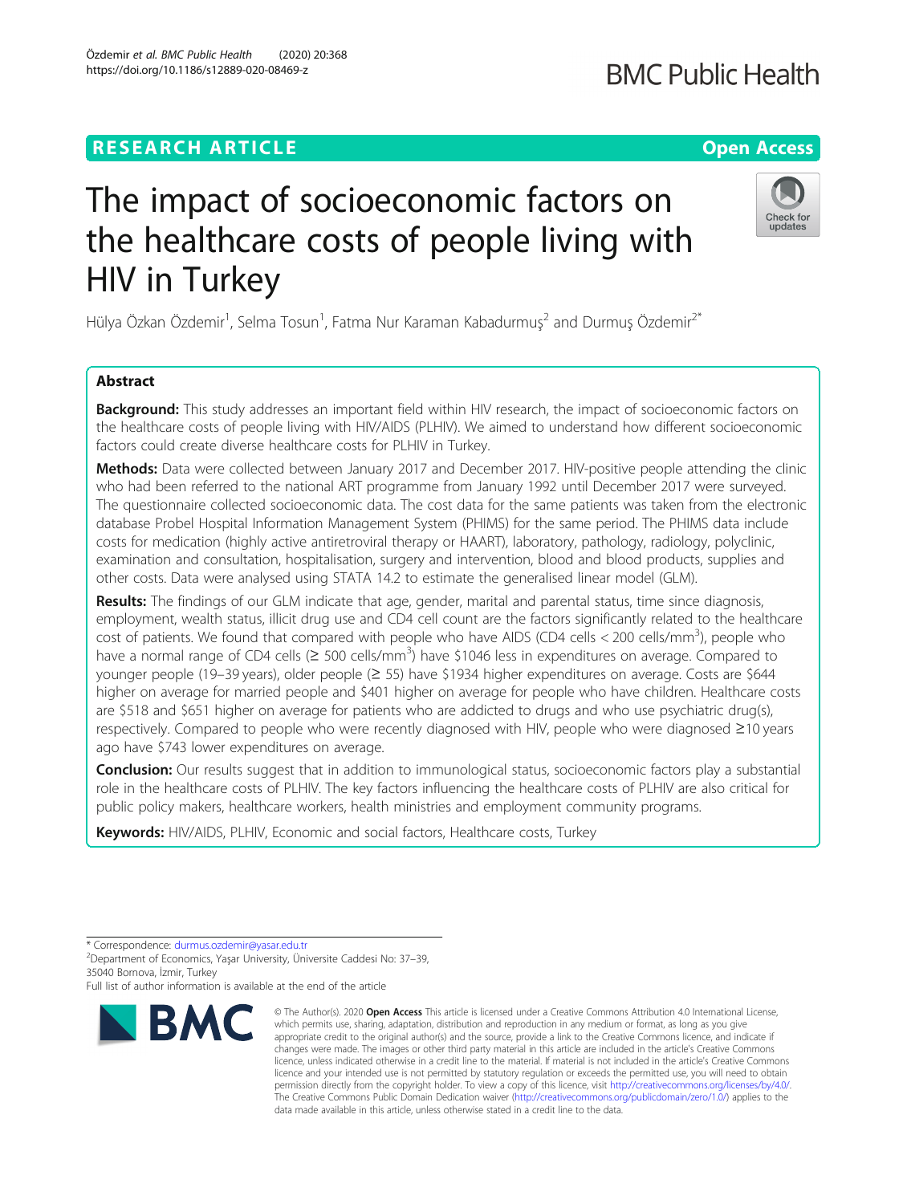# RESEARCH ARTICLE

Open Access

# The impact of socioeconomic factors on the healthcare costs of people living with HIV in Turkey

Hülya Özkan Özdemir[1], Selma Tosun[1], Fatma Nur Karaman Kabadurmuş[2] and Durmuş Özdemir[2*]

## Abstract

**Background:** This study addresses an important field within HIV research, the impact of socioeconomic factors on the healthcare costs of people living with HIV/AIDS (PLHIV). We aimed to understand how different socioeconomic factors could create diverse healthcare costs for PLHIV in Turkey.

**Methods:** Data were collected between January 2017 and December 2017. HIV-positive people attending the clinic who had been referred to the national ART programme from January 1992 until December 2017 were surveyed. The questionnaire collected socioeconomic data. The cost data for the same patients was taken from the electronic database Probel Hospital Information Management System (PHIMS) for the same period. The PHIMS data include costs for medication (highly active antiretroviral therapy or HAART), laboratory, pathology, radiology, polyclinic, examination and consultation, hospitalisation, surgery and intervention, blood and blood products, supplies and other costs. Data were analysed using STATA 14.2 to estimate the generalised linear model (GLM).

**Results:** The findings of our GLM indicate that age, gender, marital and parental status, time since diagnosis, employment, wealth status, illicit drug use and CD4 cell count are the factors significantly related to the healthcare cost of patients. We found that compared with people who have AIDS (CD4 cells < 200 cells/mm$^3$), people who have a normal range of CD4 cells (≥ 500 cells/mm$^3$) have \$1046 less in expenditures on average. Compared to younger people (19–39 years), older people (≥ 55) have \$1934 higher expenditures on average. Costs are \$644 higher on average for married people and \$401 higher on average for people who have children. Healthcare costs are \$518 and \$651 higher on average for patients who are addicted to drugs and who use psychiatric drug(s), respectively. Compared to people who were recently diagnosed with HIV, people who were diagnosed ≥10 years ago have \$743 lower expenditures on average.

**Conclusion:** Our results suggest that in addition to immunological status, socioeconomic factors play a substantial role in the healthcare costs of PLHIV. The key factors influencing the healthcare costs of PLHIV are also critical for public policy makers, healthcare workers, health ministries and employment community programs.

**Keywords:** HIV/AIDS, PLHIV, Economic and social factors, Healthcare costs, Turkey

\* Correspondence: durmus.ozdemir@yasar.edu.tr

[2]Department of Economics, Yaşar University, Üniversite Caddesi No: 37–39, 35040 Bornova, İzmir, Turkey

Full list of author information is available at the end of the article

© The Author(s). 2020 **Open Access** This article is licensed under a Creative Commons Attribution 4.0 International License, which permits use, sharing, adaptation, distribution and reproduction in any medium or format, as long as you give appropriate credit to the original author(s) and the source, provide a link to the Creative Commons licence, and indicate if changes were made. The images or other third party material in this article are included in the article's Creative Commons licence, unless indicated otherwise in a credit line to the material. If material is not included in the article's Creative Commons licence and your intended use is not permitted by statutory regulation or exceeds the permitted use, you will need to obtain permission directly from the copyright holder. To view a copy of this licence, visit http://creativecommons.org/licenses/by/4.0/. The Creative Commons Public Domain Dedication waiver (http://creativecommons.org/publicdomain/zero/1.0/) applies to the data made available in this article, unless otherwise stated in a credit line to the data.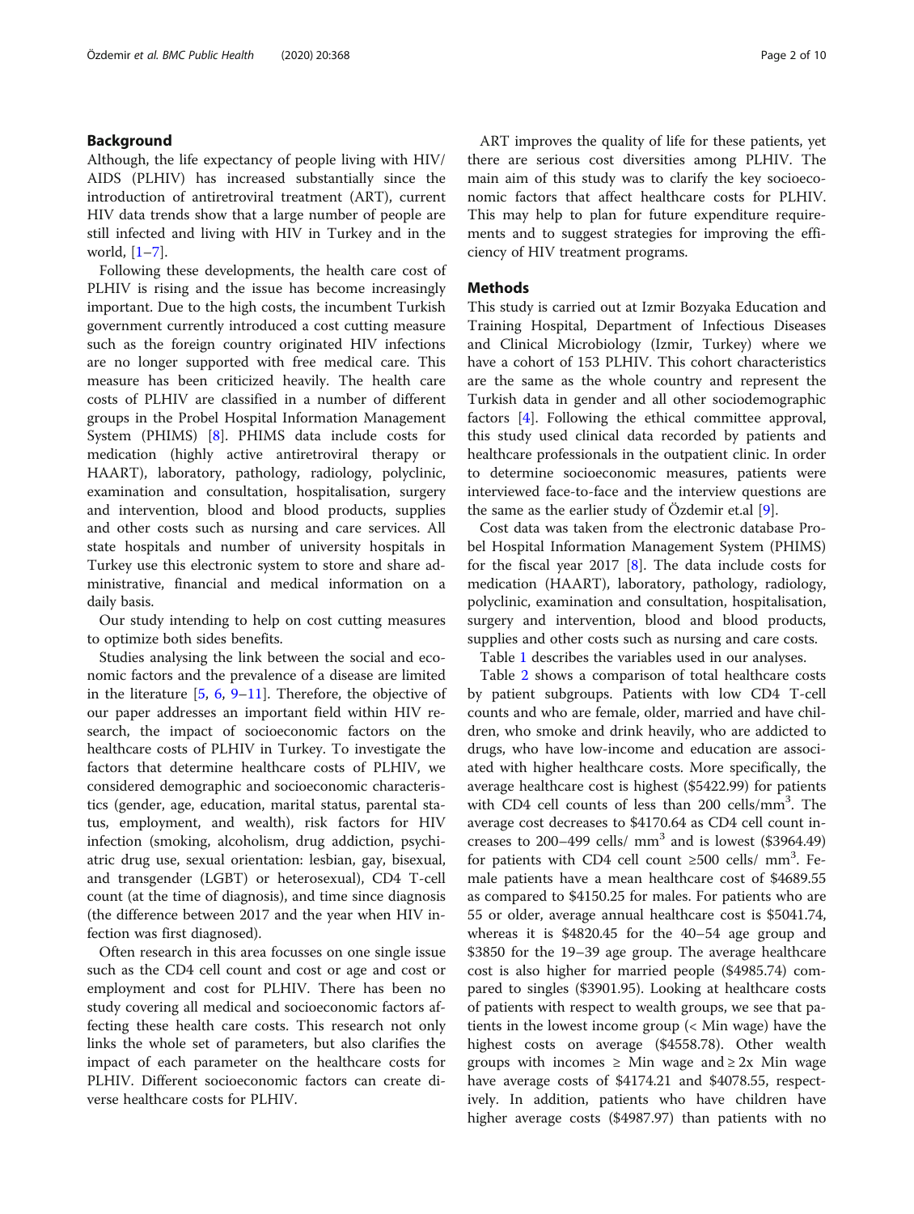## Background

Although, the life expectancy of people living with HIV/ AIDS (PLHIV) has increased substantially since the introduction of antiretroviral treatment (ART), current HIV data trends show that a large number of people are still infected and living with HIV in Turkey and in the world, [1–7].

Following these developments, the health care cost of PLHIV is rising and the issue has become increasingly important. Due to the high costs, the incumbent Turkish government currently introduced a cost cutting measure such as the foreign country originated HIV infections are no longer supported with free medical care. This measure has been criticized heavily. The health care costs of PLHIV are classified in a number of different groups in the Probel Hospital Information Management System (PHIMS) [8]. PHIMS data include costs for medication (highly active antiretroviral therapy or HAART), laboratory, pathology, radiology, polyclinic, examination and consultation, hospitalisation, surgery and intervention, blood and blood products, supplies and other costs such as nursing and care services. All state hospitals and number of university hospitals in Turkey use this electronic system to store and share administrative, financial and medical information on a daily basis.

Our study intending to help on cost cutting measures to optimize both sides benefits.

Studies analysing the link between the social and economic factors and the prevalence of a disease are limited in the literature [5, 6, 9–11]. Therefore, the objective of our paper addresses an important field within HIV research, the impact of socioeconomic factors on the healthcare costs of PLHIV in Turkey. To investigate the factors that determine healthcare costs of PLHIV, we considered demographic and socioeconomic characteristics (gender, age, education, marital status, parental status, employment, and wealth), risk factors for HIV infection (smoking, alcoholism, drug addiction, psychiatric drug use, sexual orientation: lesbian, gay, bisexual, and transgender (LGBT) or heterosexual), CD4 T-cell count (at the time of diagnosis), and time since diagnosis (the difference between 2017 and the year when HIV infection was first diagnosed).

Often research in this area focusses on one single issue such as the CD4 cell count and cost or age and cost or employment and cost for PLHIV. There has been no study covering all medical and socioeconomic factors affecting these health care costs. This research not only links the whole set of parameters, but also clarifies the impact of each parameter on the healthcare costs for PLHIV. Different socioeconomic factors can create diverse healthcare costs for PLHIV.

ART improves the quality of life for these patients, yet there are serious cost diversities among PLHIV. The main aim of this study was to clarify the key socioeconomic factors that affect healthcare costs for PLHIV. This may help to plan for future expenditure requirements and to suggest strategies for improving the efficiency of HIV treatment programs.

## Methods

This study is carried out at Izmir Bozyaka Education and Training Hospital, Department of Infectious Diseases and Clinical Microbiology (Izmir, Turkey) where we have a cohort of 153 PLHIV. This cohort characteristics are the same as the whole country and represent the Turkish data in gender and all other sociodemographic factors [4]. Following the ethical committee approval, this study used clinical data recorded by patients and healthcare professionals in the outpatient clinic. In order to determine socioeconomic measures, patients were interviewed face-to-face and the interview questions are the same as the earlier study of Özdemir et.al [9].

Cost data was taken from the electronic database Probel Hospital Information Management System (PHIMS) for the fiscal year 2017 [8]. The data include costs for medication (HAART), laboratory, pathology, radiology, polyclinic, examination and consultation, hospitalisation, surgery and intervention, blood and blood products, supplies and other costs such as nursing and care costs.

Table 1 describes the variables used in our analyses.

Table 2 shows a comparison of total healthcare costs by patient subgroups. Patients with low CD4 T-cell counts and who are female, older, married and have children, who smoke and drink heavily, who are addicted to drugs, who have low-income and education are associated with higher healthcare costs. More specifically, the average healthcare cost is highest ($5422.99) for patients with CD4 cell counts of less than 200 cells/mm$^3$. The average cost decreases to $4170.64 as CD4 cell count increases to 200–499 cells/ mm$^3$ and is lowest ($3964.49) for patients with CD4 cell count ≥500 cells/ mm$^3$. Female patients have a mean healthcare cost of $4689.55 as compared to $4150.25 for males. For patients who are 55 or older, average annual healthcare cost is $5041.74, whereas it is $4820.45 for the 40–54 age group and $3850 for the 19–39 age group. The average healthcare cost is also higher for married people ($4985.74) compared to singles ($3901.95). Looking at healthcare costs of patients with respect to wealth groups, we see that patients in the lowest income group (< Min wage) have the highest costs on average ($4558.78). Other wealth groups with incomes ≥ Min wage and ≥ 2x Min wage have average costs of $4174.21 and $4078.55, respectively. In addition, patients who have children have higher average costs ($4987.97) than patients with no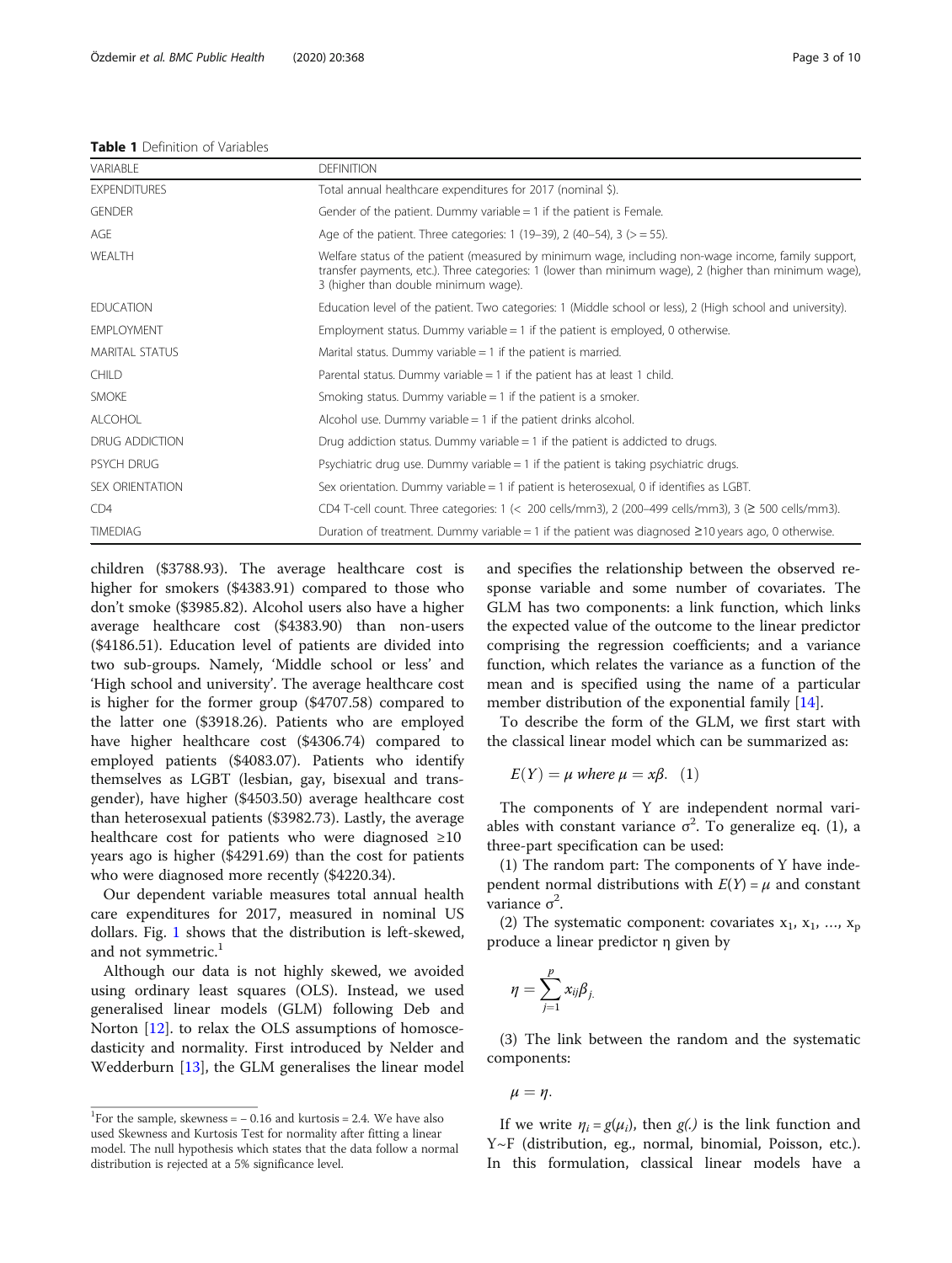**Table 1** Definition of Variables

| VARIABLE | DEFINITION |
|---|---|
| EXPENDITURES | Total annual healthcare expenditures for 2017 (nominal $). |
| GENDER | Gender of the patient. Dummy variable = 1 if the patient is Female. |
| AGE | Age of the patient. Three categories: 1 (19–39), 2 (40–54), 3 (> = 55). |
| WEALTH | Welfare status of the patient (measured by minimum wage, including non-wage income, family support, transfer payments, etc.). Three categories: 1 (lower than minimum wage), 2 (higher than minimum wage), 3 (higher than double minimum wage). |
| EDUCATION | Education level of the patient. Two categories: 1 (Middle school or less), 2 (High school and university). |
| EMPLOYMENT | Employment status. Dummy variable = 1 if the patient is employed, 0 otherwise. |
| MARITAL STATUS | Marital status. Dummy variable = 1 if the patient is married. |
| CHILD | Parental status. Dummy variable = 1 if the patient has at least 1 child. |
| SMOKE | Smoking status. Dummy variable = 1 if the patient is a smoker. |
| ALCOHOL | Alcohol use. Dummy variable = 1 if the patient drinks alcohol. |
| DRUG ADDICTION | Drug addiction status. Dummy variable = 1 if the patient is addicted to drugs. |
| PSYCH DRUG | Psychiatric drug use. Dummy variable = 1 if the patient is taking psychiatric drugs. |
| SEX ORIENTATION | Sex orientation. Dummy variable = 1 if patient is heterosexual, 0 if identifies as LGBT. |
| CD4 | CD4 T-cell count. Three categories: 1 (< 200 cells/mm3), 2 (200–499 cells/mm3), 3 (≥ 500 cells/mm3). |
| TIMEDIAG | Duration of treatment. Dummy variable = 1 if the patient was diagnosed ≥10 years ago, 0 otherwise. |

children ($3788.93). The average healthcare cost is higher for smokers ($4383.91) compared to those who don't smoke ($3985.82). Alcohol users also have a higher average healthcare cost ($4383.90) than non-users ($4186.51). Education level of patients are divided into two sub-groups. Namely, 'Middle school or less' and 'High school and university'. The average healthcare cost is higher for the former group ($4707.58) compared to the latter one ($3918.26). Patients who are employed have higher healthcare cost ($4306.74) compared to employed patients ($4083.07). Patients who identify themselves as LGBT (lesbian, gay, bisexual and transgender), have higher ($4503.50) average healthcare cost than heterosexual patients ($3982.73). Lastly, the average healthcare cost for patients who were diagnosed ≥10 years ago is higher ($4291.69) than the cost for patients who were diagnosed more recently ($4220.34).

Our dependent variable measures total annual health care expenditures for 2017, measured in nominal US dollars. Fig. 1 shows that the distribution is left-skewed, and not symmetric.[1]

Although our data is not highly skewed, we avoided using ordinary least squares (OLS). Instead, we used generalised linear models (GLM) following Deb and Norton [12]. to relax the OLS assumptions of homoscedasticity and normality. First introduced by Nelder and Wedderburn [13], the GLM generalises the linear model and specifies the relationship between the observed response variable and some number of covariates. The GLM has two components: a link function, which links the expected value of the outcome to the linear predictor comprising the regression coefficients; and a variance function, which relates the variance as a function of the mean and is specified using the name of a particular member distribution of the exponential family [14].

To describe the form of the GLM, we first start with the classical linear model which can be summarized as:

$$E(Y) = \mu \text{ where } \mu = x\beta. \quad (1)$$

The components of Y are independent normal variables with constant variance $\sigma^2$. To generalize eq. (1), a three-part specification can be used:

(1) The random part: The components of Y have independent normal distributions with $E(Y) = \mu$ and constant variance $\sigma^2$.

(2) The systematic component: covariates $x_1$, $x_1$, ..., $x_p$ produce a linear predictor η given by

$$\eta = \sum_{j=1}^{p} x_{ij}\beta_{j.}$$

(3) The link between the random and the systematic components:

$$\mu = \eta.$$

If we write $\eta_i = g(\mu_i)$, then $g(.)$ is the link function and Y~F (distribution, eg., normal, binomial, Poisson, etc.). In this formulation, classical linear models have a

[1] For the sample, skewness = − 0.16 and kurtosis = 2.4. We have also used Skewness and Kurtosis Test for normality after fitting a linear model. The null hypothesis which states that the data follow a normal distribution is rejected at a 5% significance level.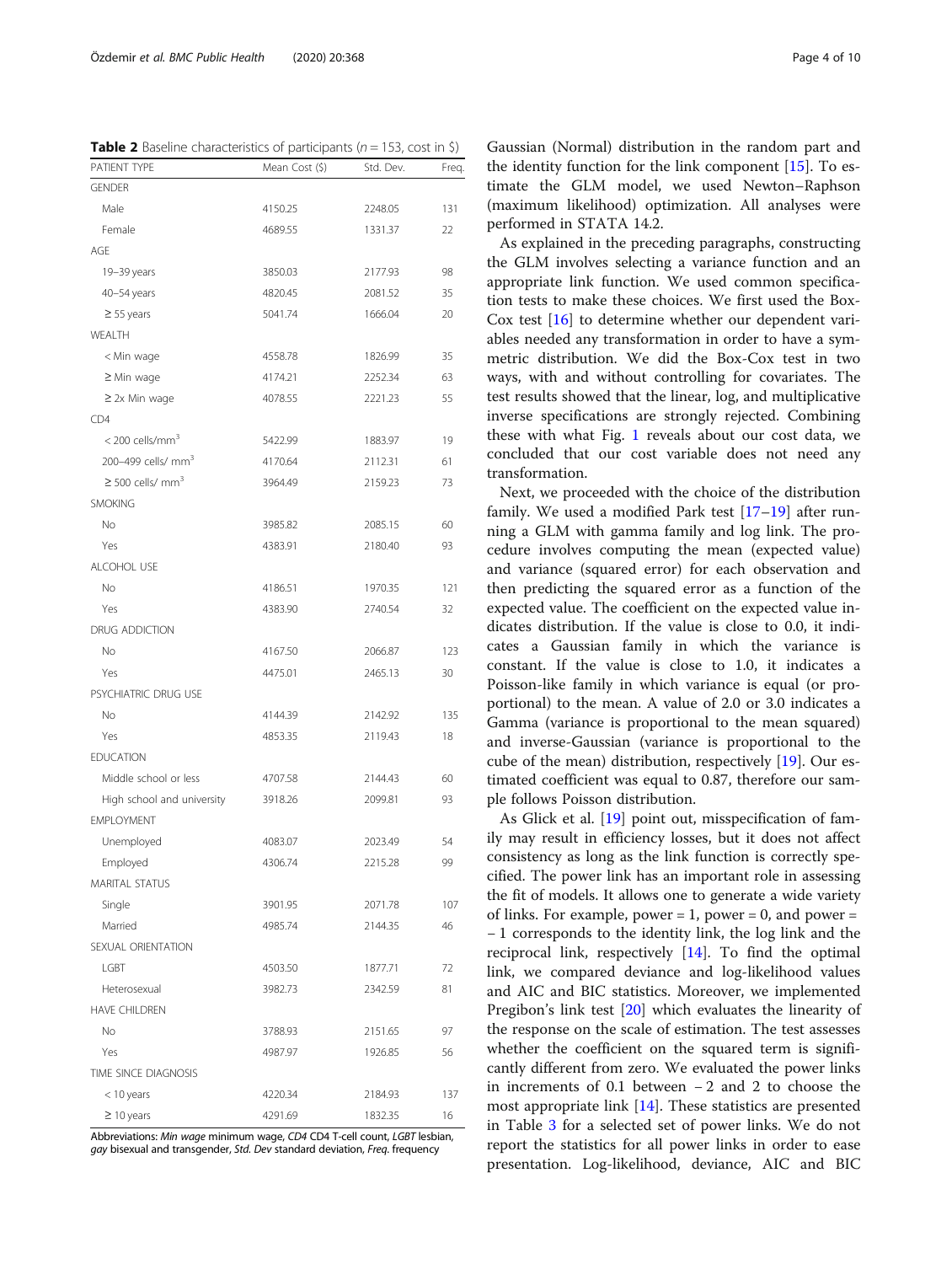**Table 2** Baseline characteristics of participants ($n = 153$, cost in \$)

| PATIENT TYPE | Mean Cost (\$) | Std. Dev. | Freq. |
|---|---|---|---|
| GENDER | | | |
| Male | 4150.25 | 2248.05 | 131 |
| Female | 4689.55 | 1331.37 | 22 |
| AGE | | | |
| 19–39 years | 3850.03 | 2177.93 | 98 |
| 40–54 years | 4820.45 | 2081.52 | 35 |
| ≥ 55 years | 5041.74 | 1666.04 | 20 |
| WEALTH | | | |
| < Min wage | 4558.78 | 1826.99 | 35 |
| ≥ Min wage | 4174.21 | 2252.34 | 63 |
| ≥ 2x Min wage | 4078.55 | 2221.23 | 55 |
| CD4 | | | |
| < 200 cells/mm$^3$ | 5422.99 | 1883.97 | 19 |
| 200–499 cells/ mm$^3$ | 4170.64 | 2112.31 | 61 |
| ≥ 500 cells/ mm$^3$ | 3964.49 | 2159.23 | 73 |
| SMOKING | | | |
| No | 3985.82 | 2085.15 | 60 |
| Yes | 4383.91 | 2180.40 | 93 |
| ALCOHOL USE | | | |
| No | 4186.51 | 1970.35 | 121 |
| Yes | 4383.90 | 2740.54 | 32 |
| DRUG ADDICTION | | | |
| No | 4167.50 | 2066.87 | 123 |
| Yes | 4475.01 | 2465.13 | 30 |
| PSYCHIATRIC DRUG USE | | | |
| No | 4144.39 | 2142.92 | 135 |
| Yes | 4853.35 | 2119.43 | 18 |
| EDUCATION | | | |
| Middle school or less | 4707.58 | 2144.43 | 60 |
| High school and university | 3918.26 | 2099.81 | 93 |
| EMPLOYMENT | | | |
| Unemployed | 4083.07 | 2023.49 | 54 |
| Employed | 4306.74 | 2215.28 | 99 |
| MARITAL STATUS | | | |
| Single | 3901.95 | 2071.78 | 107 |
| Married | 4985.74 | 2144.35 | 46 |
| SEXUAL ORIENTATION | | | |
| LGBT | 4503.50 | 1877.71 | 72 |
| Heterosexual | 3982.73 | 2342.59 | 81 |
| HAVE CHILDREN | | | |
| No | 3788.93 | 2151.65 | 97 |
| Yes | 4987.97 | 1926.85 | 56 |
| TIME SINCE DIAGNOSIS | | | |
| < 10 years | 4220.34 | 2184.93 | 137 |
| ≥ 10 years | 4291.69 | 1832.35 | 16 |

Abbreviations: *Min wage* minimum wage, *CD4* CD4 T-cell count, *LGBT* lesbian, gay bisexual and transgender, *Std. Dev* standard deviation, *Freq.* frequency

Gaussian (Normal) distribution in the random part and the identity function for the link component [15]. To estimate the GLM model, we used Newton–Raphson (maximum likelihood) optimization. All analyses were performed in STATA 14.2.

As explained in the preceding paragraphs, constructing the GLM involves selecting a variance function and an appropriate link function. We used common specification tests to make these choices. We first used the Box-Cox test [16] to determine whether our dependent variables needed any transformation in order to have a symmetric distribution. We did the Box-Cox test in two ways, with and without controlling for covariates. The test results showed that the linear, log, and multiplicative inverse specifications are strongly rejected. Combining these with what Fig. 1 reveals about our cost data, we concluded that our cost variable does not need any transformation.

Next, we proceeded with the choice of the distribution family. We used a modified Park test [17–19] after running a GLM with gamma family and log link. The procedure involves computing the mean (expected value) and variance (squared error) for each observation and then predicting the squared error as a function of the expected value. The coefficient on the expected value indicates distribution. If the value is close to 0.0, it indicates a Gaussian family in which the variance is constant. If the value is close to 1.0, it indicates a Poisson-like family in which variance is equal (or proportional) to the mean. A value of 2.0 or 3.0 indicates a Gamma (variance is proportional to the mean squared) and inverse-Gaussian (variance is proportional to the cube of the mean) distribution, respectively [19]. Our estimated coefficient was equal to 0.87, therefore our sample follows Poisson distribution.

As Glick et al. [19] point out, misspecification of family may result in efficiency losses, but it does not affect consistency as long as the link function is correctly specified. The power link has an important role in assessing the fit of models. It allows one to generate a wide variety of links. For example, power = 1, power = 0, and power = − 1 corresponds to the identity link, the log link and the reciprocal link, respectively [14]. To find the optimal link, we compared deviance and log-likelihood values and AIC and BIC statistics. Moreover, we implemented Pregibon's link test [20] which evaluates the linearity of the response on the scale of estimation. The test assesses whether the coefficient on the squared term is significantly different from zero. We evaluated the power links in increments of 0.1 between − 2 and 2 to choose the most appropriate link [14]. These statistics are presented in Table 3 for a selected set of power links. We do not report the statistics for all power links in order to ease presentation. Log-likelihood, deviance, AIC and BIC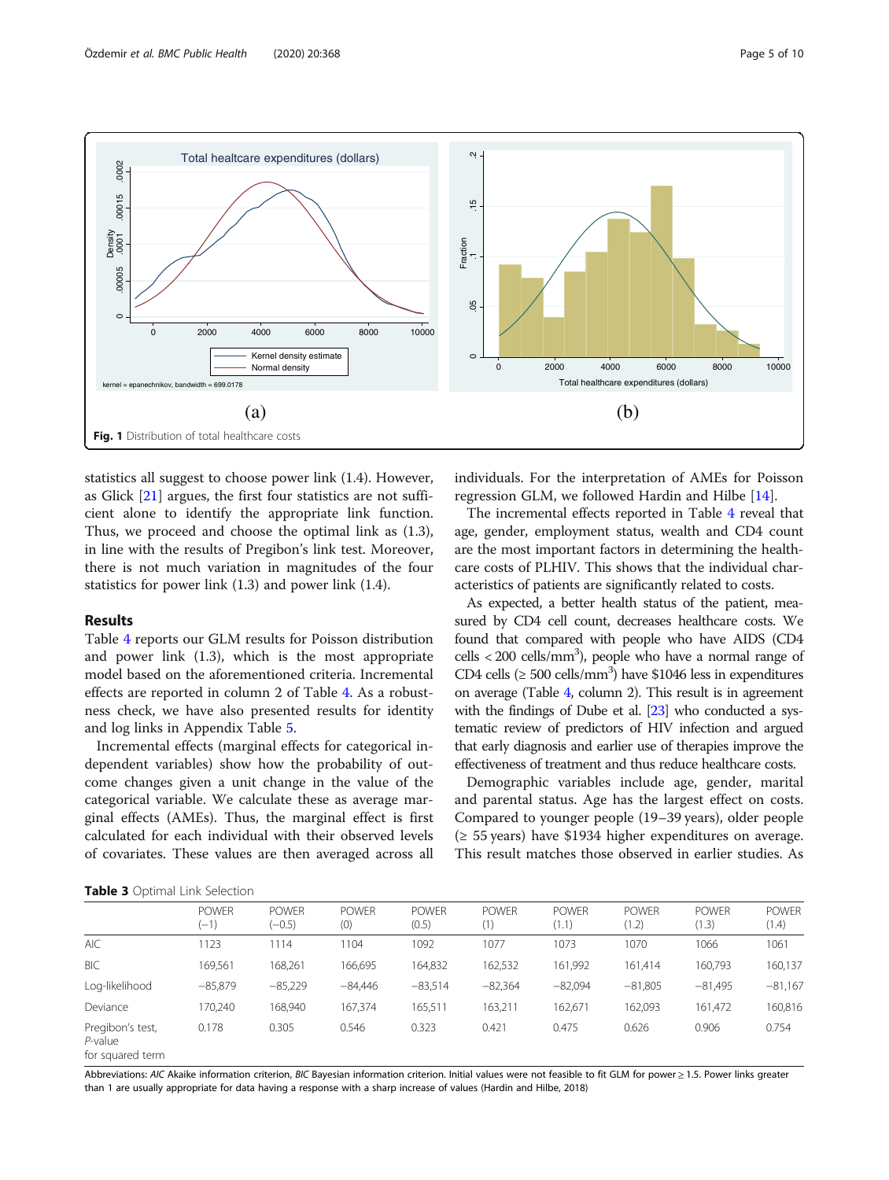Fig. 1 Distribution of total healthcare costs

statistics all suggest to choose power link (1.4). However, as Glick [21] argues, the first four statistics are not sufficient alone to identify the appropriate link function. Thus, we proceed and choose the optimal link as (1.3), in line with the results of Pregibon's link test. Moreover, there is not much variation in magnitudes of the four statistics for power link (1.3) and power link (1.4).

## Results

Table 4 reports our GLM results for Poisson distribution and power link (1.3), which is the most appropriate model based on the aforementioned criteria. Incremental effects are reported in column 2 of Table 4. As a robustness check, we have also presented results for identity and log links in Appendix Table 5.

Incremental effects (marginal effects for categorical independent variables) show how the probability of outcome changes given a unit change in the value of the categorical variable. We calculate these as average marginal effects (AMEs). Thus, the marginal effect is first calculated for each individual with their observed levels of covariates. These values are then averaged across all individuals. For the interpretation of AMEs for Poisson regression GLM, we followed Hardin and Hilbe [14].

The incremental effects reported in Table 4 reveal that age, gender, employment status, wealth and CD4 count are the most important factors in determining the healthcare costs of PLHIV. This shows that the individual characteristics of patients are significantly related to costs.

As expected, a better health status of the patient, measured by CD4 cell count, decreases healthcare costs. We found that compared with people who have AIDS (CD4 cells < 200 cells/mm$^3$), people who have a normal range of CD4 cells (≥ 500 cells/mm$^3$) have \$1046 less in expenditures on average (Table 4, column 2). This result is in agreement with the findings of Dube et al. [23] who conducted a systematic review of predictors of HIV infection and argued that early diagnosis and earlier use of therapies improve the effectiveness of treatment and thus reduce healthcare costs.

Demographic variables include age, gender, marital and parental status. Age has the largest effect on costs. Compared to younger people (19–39 years), older people (≥ 55 years) have \$1934 higher expenditures on average. This result matches those observed in earlier studies. As

**Table 3** Optimal Link Selection

| | POWER (−1) | POWER (−0.5) | POWER (0) | POWER (0.5) | POWER (1) | POWER (1.1) | POWER (1.2) | POWER (1.3) | POWER (1.4) |
|---|---|---|---|---|---|---|---|---|---|
| AIC | 1123 | 1114 | 1104 | 1092 | 1077 | 1073 | 1070 | 1066 | 1061 |
| BIC | 169,561 | 168,261 | 166,695 | 164,832 | 162,532 | 161,992 | 161,414 | 160,793 | 160,137 |
| Log-likelihood | −85,879 | −85,229 | −84,446 | −83,514 | −82,364 | −82,094 | −81,805 | −81,495 | −81,167 |
| Deviance | 170,240 | 168,940 | 167,374 | 165,511 | 163,211 | 162,671 | 162,093 | 161,472 | 160,816 |
| Pregibon's test, *P*-value for squared term | 0.178 | 0.305 | 0.546 | 0.323 | 0.421 | 0.475 | 0.626 | 0.906 | 0.754 |

Abbreviations: *AIC* Akaike information criterion, *BIC* Bayesian information criterion. Initial values were not feasible to fit GLM for power ≥ 1.5. Power links greater than 1 are usually appropriate for data having a response with a sharp increase of values (Hardin and Hilbe, 2018)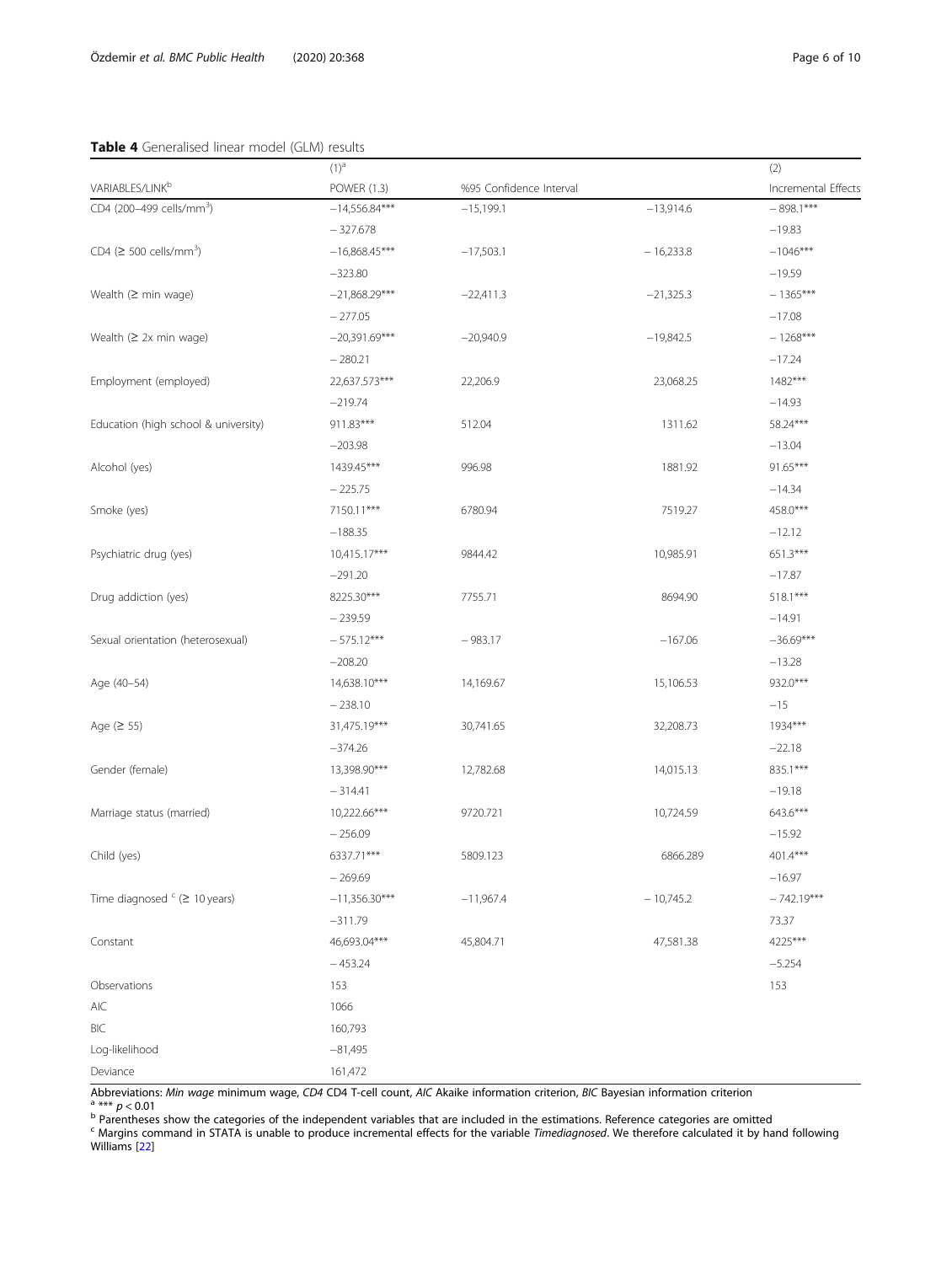**Table 4** Generalised linear model (GLM) results

| | (1)[a] | | | (2) |
|---|---|---|---|---|
| VARIABLES/LINK[b] | POWER (1.3) | %95 Confidence Interval | | Incremental Effects |
| CD4 (200–499 cells/mm$^3$) | −14,556.84*** | −15,199.1 | −13,914.6 | − 898.1*** |
| | − 327.678 | | | −19.83 |
| CD4 (≥ 500 cells/mm$^3$) | −16,868.45*** | −17,503.1 | − 16,233.8 | −1046*** |
| | −323.80 | | | −19.59 |
| Wealth (≥ min wage) | −21,868.29*** | −22,411.3 | −21,325.3 | − 1365*** |
| | − 277.05 | | | −17.08 |
| Wealth (≥ 2x min wage) | −20,391.69*** | −20,940.9 | −19,842.5 | − 1268*** |
| | − 280.21 | | | −17.24 |
| Employment (employed) | 22,637.573*** | 22,206.9 | 23,068.25 | 1482*** |
| | −219.74 | | | −14.93 |
| Education (high school & university) | 911.83*** | 512.04 | 1311.62 | 58.24*** |
| | −203.98 | | | −13.04 |
| Alcohol (yes) | 1439.45*** | 996.98 | 1881.92 | 91.65*** |
| | − 225.75 | | | −14.34 |
| Smoke (yes) | 7150.11*** | 6780.94 | 7519.27 | 458.0*** |
| | −188.35 | | | −12.12 |
| Psychiatric drug (yes) | 10,415.17*** | 9844.42 | 10,985.91 | 651.3*** |
| | −291.20 | | | −17.87 |
| Drug addiction (yes) | 8225.30*** | 7755.71 | 8694.90 | 518.1*** |
| | − 239.59 | | | −14.91 |
| Sexual orientation (heterosexual) | − 575.12*** | − 983.17 | −167.06 | −36.69*** |
| | −208.20 | | | −13.28 |
| Age (40–54) | 14,638.10*** | 14,169.67 | 15,106.53 | 932.0*** |
| | − 238.10 | | | −15 |
| Age (≥ 55) | 31,475.19*** | 30,741.65 | 32,208.73 | 1934*** |
| | −374.26 | | | −22.18 |
| Gender (female) | 13,398.90*** | 12,782.68 | 14,015.13 | 835.1*** |
| | − 314.41 | | | −19.18 |
| Marriage status (married) | 10,222.66*** | 9720.721 | 10,724.59 | 643.6*** |
| | − 256.09 | | | −15.92 |
| Child (yes) | 6337.71*** | 5809.123 | 6866.289 | 401.4*** |
| | −269.69 | | | −16.97 |
| Time diagnosed [c] (≥ 10 years) | −11,356.30*** | −11,967.4 | − 10,745.2 | − 742.19*** |
| | −311.79 | | | 73.37 |
| Constant | 46,693.04*** | 45,804.71 | 47,581.38 | 4225*** |
| | − 453.24 | | | −5.254 |
| Observations | 153 | | | 153 |
| AIC | 1066 | | | |
| BIC | 160,793 | | | |
| Log-likelihood | −81,495 | | | |
| Deviance | 161,472 | | | |

Abbreviations: *Min wage* minimum wage, *CD4* CD4 T-cell count, *AIC* Akaike information criterion, *BIC* Bayesian information criterion

[a] *** $p < 0.01$

[b] Parentheses show the categories of the independent variables that are included in the estimations. Reference categories are omitted

[c] Margins command in STATA is unable to produce incremental effects for the variable *Timediagnosed*. We therefore calculated it by hand following Williams [22]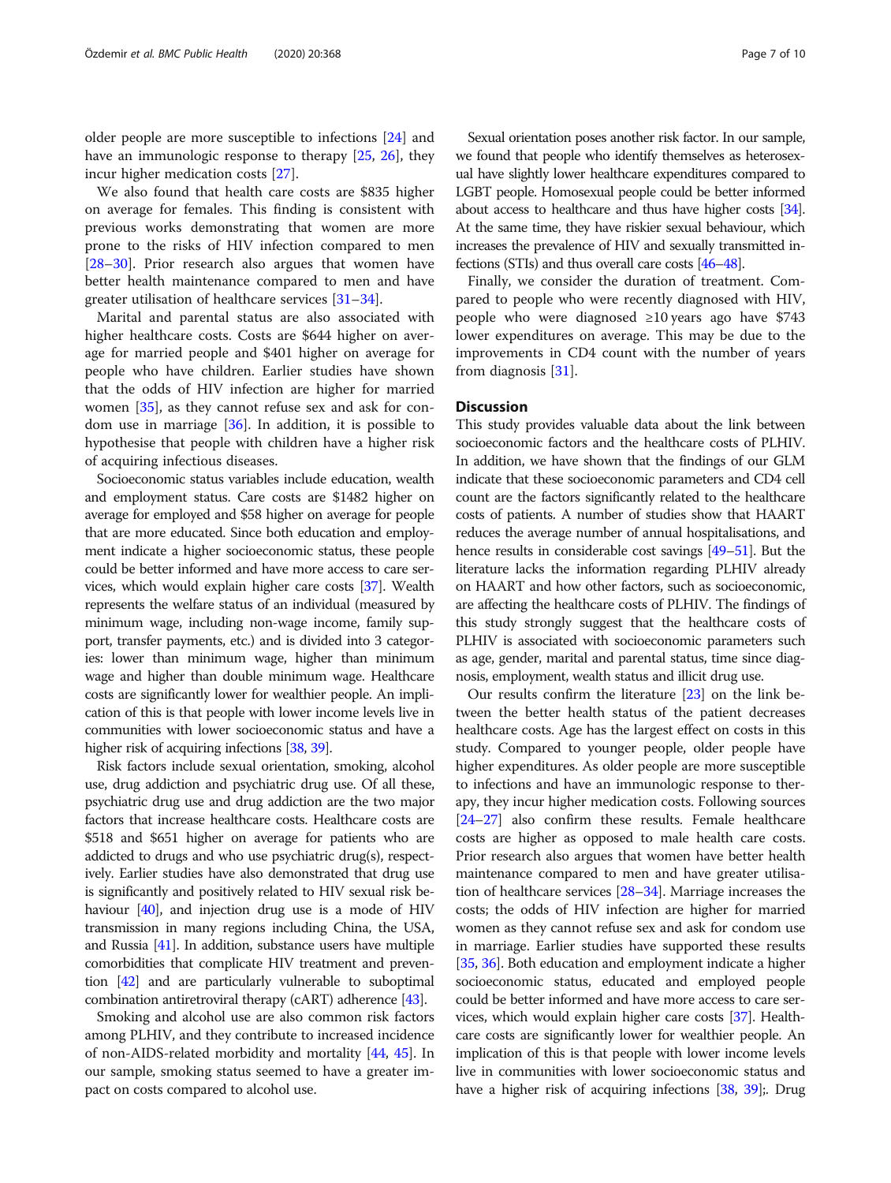older people are more susceptible to infections [24] and have an immunologic response to therapy [25, 26], they incur higher medication costs [27].

We also found that health care costs are $835 higher on average for females. This finding is consistent with previous works demonstrating that women are more prone to the risks of HIV infection compared to men [28–30]. Prior research also argues that women have better health maintenance compared to men and have greater utilisation of healthcare services [31–34].

Marital and parental status are also associated with higher healthcare costs. Costs are $644 higher on average for married people and $401 higher on average for people who have children. Earlier studies have shown that the odds of HIV infection are higher for married women [35], as they cannot refuse sex and ask for condom use in marriage [36]. In addition, it is possible to hypothesise that people with children have a higher risk of acquiring infectious diseases.

Socioeconomic status variables include education, wealth and employment status. Care costs are $1482 higher on average for employed and $58 higher on average for people that are more educated. Since both education and employment indicate a higher socioeconomic status, these people could be better informed and have more access to care services, which would explain higher care costs [37]. Wealth represents the welfare status of an individual (measured by minimum wage, including non-wage income, family support, transfer payments, etc.) and is divided into 3 categories: lower than minimum wage, higher than minimum wage and higher than double minimum wage. Healthcare costs are significantly lower for wealthier people. An implication of this is that people with lower income levels live in communities with lower socioeconomic status and have a higher risk of acquiring infections [38, 39].

Risk factors include sexual orientation, smoking, alcohol use, drug addiction and psychiatric drug use. Of all these, psychiatric drug use and drug addiction are the two major factors that increase healthcare costs. Healthcare costs are $518 and $651 higher on average for patients who are addicted to drugs and who use psychiatric drug(s), respectively. Earlier studies have also demonstrated that drug use is significantly and positively related to HIV sexual risk behaviour [40], and injection drug use is a mode of HIV transmission in many regions including China, the USA, and Russia [41]. In addition, substance users have multiple comorbidities that complicate HIV treatment and prevention [42] and are particularly vulnerable to suboptimal combination antiretroviral therapy (cART) adherence [43].

Smoking and alcohol use are also common risk factors among PLHIV, and they contribute to increased incidence of non-AIDS-related morbidity and mortality [44, 45]. In our sample, smoking status seemed to have a greater impact on costs compared to alcohol use.

Sexual orientation poses another risk factor. In our sample, we found that people who identify themselves as heterosexual have slightly lower healthcare expenditures compared to LGBT people. Homosexual people could be better informed about access to healthcare and thus have higher costs [34]. At the same time, they have riskier sexual behaviour, which increases the prevalence of HIV and sexually transmitted infections (STIs) and thus overall care costs [46–48].

Finally, we consider the duration of treatment. Compared to people who were recently diagnosed with HIV, people who were diagnosed ≥10 years ago have $743 lower expenditures on average. This may be due to the improvements in CD4 count with the number of years from diagnosis [31].

## Discussion

This study provides valuable data about the link between socioeconomic factors and the healthcare costs of PLHIV. In addition, we have shown that the findings of our GLM indicate that these socioeconomic parameters and CD4 cell count are the factors significantly related to the healthcare costs of patients. A number of studies show that HAART reduces the average number of annual hospitalisations, and hence results in considerable cost savings [49–51]. But the literature lacks the information regarding PLHIV already on HAART and how other factors, such as socioeconomic, are affecting the healthcare costs of PLHIV. The findings of this study strongly suggest that the healthcare costs of PLHIV is associated with socioeconomic parameters such as age, gender, marital and parental status, time since diagnosis, employment, wealth status and illicit drug use.

Our results confirm the literature [23] on the link between the better health status of the patient decreases healthcare costs. Age has the largest effect on costs in this study. Compared to younger people, older people have higher expenditures. As older people are more susceptible to infections and have an immunologic response to therapy, they incur higher medication costs. Following sources [24–27] also confirm these results. Female healthcare costs are higher as opposed to male health care costs. Prior research also argues that women have better health maintenance compared to men and have greater utilisation of healthcare services [28–34]. Marriage increases the costs; the odds of HIV infection are higher for married women as they cannot refuse sex and ask for condom use in marriage. Earlier studies have supported these results [35, 36]. Both education and employment indicate a higher socioeconomic status, educated and employed people could be better informed and have more access to care services, which would explain higher care costs [37]. Healthcare costs are significantly lower for wealthier people. An implication of this is that people with lower income levels live in communities with lower socioeconomic status and have a higher risk of acquiring infections [38, 39];. Drug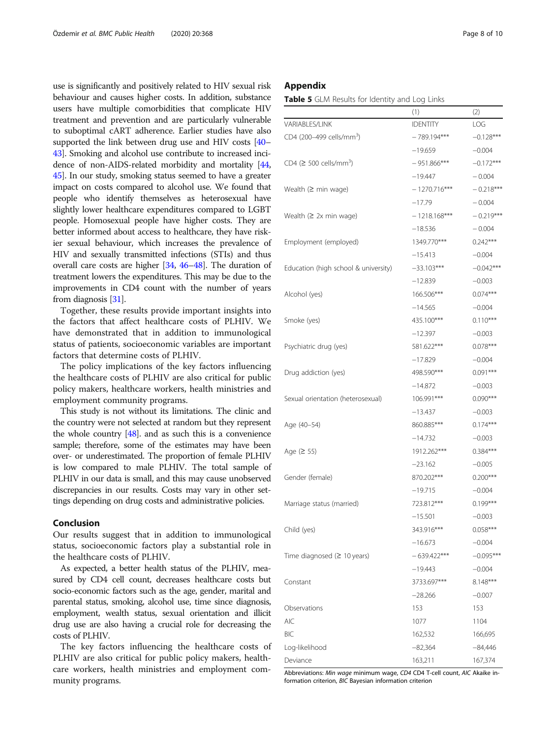use is significantly and positively related to HIV sexual risk behaviour and causes higher costs. In addition, substance users have multiple comorbidities that complicate HIV treatment and prevention and are particularly vulnerable to suboptimal cART adherence. Earlier studies have also supported the link between drug use and HIV costs [40–43]. Smoking and alcohol use contribute to increased incidence of non-AIDS-related morbidity and mortality [44, 45]. In our study, smoking status seemed to have a greater impact on costs compared to alcohol use. We found that people who identify themselves as heterosexual have slightly lower healthcare expenditures compared to LGBT people. Homosexual people have higher costs. They are better informed about access to healthcare, they have riskier sexual behaviour, which increases the prevalence of HIV and sexually transmitted infections (STIs) and thus overall care costs are higher [34, 46–48]. The duration of treatment lowers the expenditures. This may be due to the improvements in CD4 count with the number of years from diagnosis [31].

Together, these results provide important insights into the factors that affect healthcare costs of PLHIV. We have demonstrated that in addition to immunological status of patients, socioeconomic variables are important factors that determine costs of PLHIV.

The policy implications of the key factors influencing the healthcare costs of PLHIV are also critical for public policy makers, healthcare workers, health ministries and employment community programs.

This study is not without its limitations. The clinic and the country were not selected at random but they represent the whole country [48]. and as such this is a convenience sample; therefore, some of the estimates may have been over- or underestimated. The proportion of female PLHIV is low compared to male PLHIV. The total sample of PLHIV in our data is small, and this may cause unobserved discrepancies in our results. Costs may vary in other settings depending on drug costs and administrative policies.

## Conclusion

Our results suggest that in addition to immunological status, socioeconomic factors play a substantial role in the healthcare costs of PLHIV.

As expected, a better health status of the PLHIV, measured by CD4 cell count, decreases healthcare costs but socio-economic factors such as the age, gender, marital and parental status, smoking, alcohol use, time since diagnosis, employment, wealth status, sexual orientation and illicit drug use are also having a crucial role for decreasing the costs of PLHIV.

The key factors influencing the healthcare costs of PLHIV are also critical for public policy makers, healthcare workers, health ministries and employment community programs.

## Appendix

**Table 5** GLM Results for Identity and Log Links

| | (1) | (2) |
|---|---|---|
| VARIABLES/LINK | IDENTITY | LOG |
| CD4 (200–499 cells/mm$^3$) | −789.194*** | −0.128*** |
| | −19.659 | −0.004 |
| CD4 (≥ 500 cells/mm$^3$) | −951.866*** | −0.172*** |
| | −19.447 | −0.004 |
| Wealth (≥ min wage) | −1270.716*** | −0.218*** |
| | −17.79 | −0.004 |
| Wealth (≥ 2x min wage) | −1218.168*** | −0.219*** |
| | −18.536 | −0.004 |
| Employment (employed) | 1349.770*** | 0.242*** |
| | −15.413 | −0.004 |
| Education (high school & university) | −33.103*** | −0.042*** |
| | −12.839 | −0.003 |
| Alcohol (yes) | 166.506*** | 0.074*** |
| | −14.565 | −0.004 |
| Smoke (yes) | 435.100*** | 0.110*** |
| | −12.397 | −0.003 |
| Psychiatric drug (yes) | 581.622*** | 0.078*** |
| | −17.829 | −0.004 |
| Drug addiction (yes) | 498.590*** | 0.091*** |
| | −14.872 | −0.003 |
| Sexual orientation (heterosexual) | 106.991*** | 0.090*** |
| | −13.437 | −0.003 |
| Age (40–54) | 860.885*** | 0.174*** |
| | −14.732 | −0.003 |
| Age (≥ 55) | 1912.262*** | 0.384*** |
| | −23.162 | −0.005 |
| Gender (female) | 870.202*** | 0.200*** |
| | −19.715 | −0.004 |
| Marriage status (married) | 723.812*** | 0.199*** |
| | −15.501 | −0.003 |
| Child (yes) | 343.916*** | 0.058*** |
| | −16.673 | −0.004 |
| Time diagnosed (≥ 10 years) | −639.422*** | −0.095*** |
| | −19.443 | −0.004 |
| Constant | 3733.697*** | 8.148*** |
| | −28.266 | −0.007 |
| Observations | 153 | 153 |
| AIC | 1077 | 1104 |
| BIC | 162,532 | 166,695 |
| Log-likelihood | −82,364 | −84,446 |
| Deviance | 163,211 | 167,374 |

Abbreviations: *Min wage* minimum wage, *CD4* CD4 T-cell count, *AIC* Akaike information criterion, *BIC* Bayesian information criterion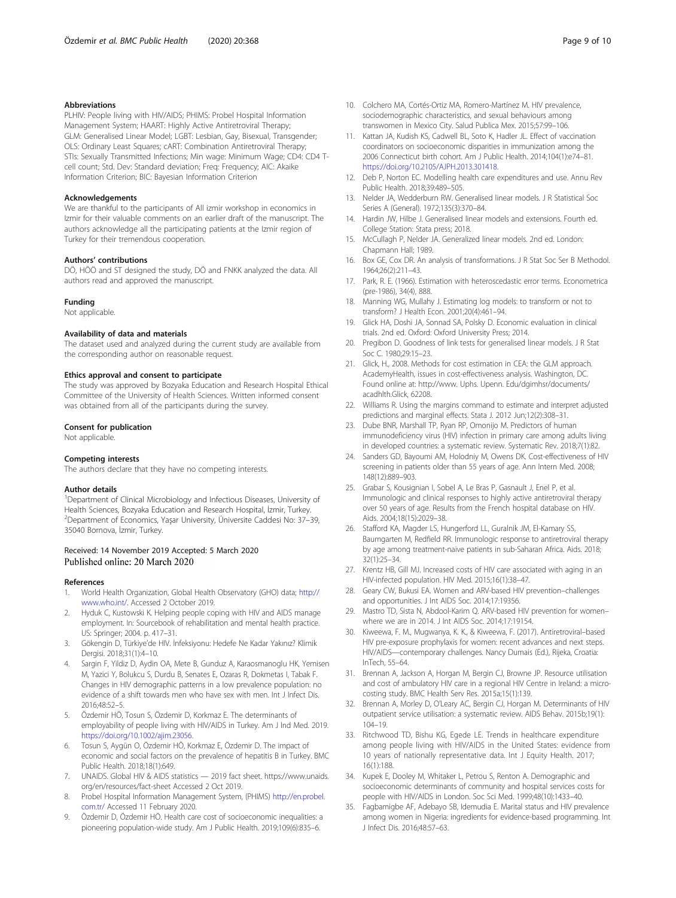### Abbreviations

PLHIV: People living with HIV/AIDS; PHIMS: Probel Hospital Information Management System; HAART: Highly Active Antiretroviral Therapy; GLM: Generalised Linear Model; LGBT: Lesbian, Gay, Bisexual, Transgender; OLS: Ordinary Least Squares; cART: Combination Antiretroviral Therapy; STIs: Sexually Transmitted Infections; Min wage: Minimum Wage; CD4: CD4 T-cell count; Std. Dev: Standard deviation; Freq: Frequency; AIC: Akaike Information Criterion; BIC: Bayesian Information Criterion

### Acknowledgements

We are thankful to the participants of All izmir workshop in economics in Izmir for their valuable comments on an earlier draft of the manuscript. The authors acknowledge all the participating patients at the Izmir region of Turkey for their tremendous cooperation.

### Authors' contributions

DÖ, HÖÖ and ST designed the study, DÖ and FNKK analyzed the data. All authors read and approved the manuscript.

### Funding

Not applicable.

### Availability of data and materials

The dataset used and analyzed during the current study are available from the corresponding author on reasonable request.

### Ethics approval and consent to participate

The study was approved by Bozyaka Education and Research Hospital Ethical Committee of the University of Health Sciences. Written informed consent was obtained from all of the participants during the survey.

### Consent for publication

Not applicable.

### Competing interests

The authors declare that they have no competing interests.

### Author details

[1]Department of Clinical Microbiology and Infectious Diseases, University of Health Sciences, Bozyaka Education and Research Hospital, İzmir, Turkey. [2]Department of Economics, Yaşar University, Üniversite Caddesi No: 37–39, 35040 Bornova, İzmir, Turkey.

Received: 14 November 2019 Accepted: 5 March 2020
Published online: 20 March 2020

### References

1. World Health Organization, Global Health Observatory (GHO) data; http://www.who.int/. Accessed 2 October 2019.
2. Hyduk C, Kustowski K. Helping people coping with HIV and AIDS manage employment. In: Sourcebook of rehabilitation and mental health practice. US: Springer; 2004. p. 417–31.
3. Gökengin D, Türkiye'de HIV. İnfeksiyonu: Hedefe Ne Kadar Yakınız? Klimik Dergisi. 2018;31(1):4–10.
4. Sargin F, Yildiz D, Aydin OA, Mete B, Gunduz A, Karaosmanoglu HK, Yemisen M, Yazici Y, Bolukcu S, Durdu B, Senates E, Ozaras R, Dokmetas I, Tabak F. Changes in HIV demographic patterns in a low prevalence population: no evidence of a shift towards men who have sex with men. Int J Infect Dis. 2016;48:52–5.
5. Özdemir HÖ, Tosun S, Özdemir D, Korkmaz E. The determinants of employability of people living with HIV/AIDS in Turkey. Am J Ind Med. 2019. https://doi.org/10.1002/ajim.23056.
6. Tosun S, Aygün O, Özdemir HÖ, Korkmaz E, Özdemir D. The impact of economic and social factors on the prevalence of hepatitis B in Turkey. BMC Public Health. 2018;18(1):649.
7. UNAIDS. Global HIV & AIDS statistics — 2019 fact sheet. https://www.unaids.org/en/resources/fact-sheet Accessed 2 Oct 2019.
8. Probel Hospital Information Management System, (PHIMS) http://en.probel.com.tr/ Accessed 11 February 2020.
9. Özdemir D, Özdemir HÖ. Health care cost of socioeconomic inequalities: a pioneering population-wide study. Am J Public Health. 2019;109(6):835–6.
10. Colchero MA, Cortés-Ortiz MA, Romero-Martínez M. HIV prevalence, sociodemographic characteristics, and sexual behaviours among transwomen in Mexico City. Salud Publica Mex. 2015;57:99–106.
11. Kattan JA, Kudish KS, Cadwell BL, Soto K, Hadler JL. Effect of vaccination coordinators on socioeconomic disparities in immunization among the 2006 Connecticut birth cohort. Am J Public Health. 2014;104(1):e74–81. https://doi.org/10.2105/AJPH.2013.301418.
12. Deb P, Norton EC. Modelling health care expenditures and use. Annu Rev Public Health. 2018;39:489–505.
13. Nelder JA, Wedderburn RW. Generalised linear models. J R Statistical Soc Series A (General). 1972;135(3):370–84.
14. Hardin JW, Hilbe J. Generalised linear models and extensions. Fourth ed. College Station: Stata press; 2018.
15. McCullagh P, Nelder JA. Generalized linear models. 2nd ed. London: Chapmann Hall; 1989.
16. Box GE, Cox DR. An analysis of transformations. J R Stat Soc Ser B Methodol. 1964;26(2):211–43.
17. Park, R. E. (1966). Estimation with heteroscedastic error terms. Econometrica (pre-1986), 34(4), 888.
18. Manning WG, Mullahy J. Estimating log models: to transform or not to transform? J Health Econ. 2001;20(4):461–94.
19. Glick HA, Doshi JA, Sonnad SA, Polsky D. Economic evaluation in clinical trials. 2nd ed. Oxford: Oxford University Press; 2014.
20. Pregibon D. Goodness of link tests for generalised linear models. J R Stat Soc C. 1980;29:15–23.
21. Glick, H., 2008. Methods for cost estimation in CEA: the GLM approach. AcademyHealth, issues in cost-effectiveness analysis. Washington, DC. Found online at: http://www. Uphs. Upenn. Edu/dgimhsr/documents/acadhlth.Glick, 62208.
22. Williams R. Using the margins command to estimate and interpret adjusted predictions and marginal effects. Stata J. 2012 Jun;12(2):308–31.
23. Dube BNR, Marshall TP, Ryan RP, Omonijo M. Predictors of human immunodeficiency virus (HIV) infection in primary care among adults living in developed countries: a systematic review. Systematic Rev. 2018;7(1):82.
24. Sanders GD, Bayoumi AM, Holodniy M, Owens DK. Cost-effectiveness of HIV screening in patients older than 55 years of age. Ann Intern Med. 2008;148(12):889–903.
25. Grabar S, Kousignian I, Sobel A, Le Bras P, Gasnault J, Enel P, et al. Immunologic and clinical responses to highly active antiretroviral therapy over 50 years of age. Results from the French hospital database on HIV. Aids. 2004;18(15):2029–38.
26. Stafford KA, Magder LS, Hungerford LL, Guralnik JM, El-Kamary SS, Baumgarten M, Redfield RR. Immunologic response to antiretroviral therapy by age among treatment-naive patients in sub-Saharan Africa. Aids. 2018;32(1):25–34.
27. Krentz HB, Gill MJ. Increased costs of HIV care associated with aging in an HIV-infected population. HIV Med. 2015;16(1):38–47.
28. Geary CW, Bukusi EA. Women and ARV-based HIV prevention–challenges and opportunities. J Int AIDS Soc. 2014;17:19356.
29. Mastro TD, Sista N, Abdool-Karim Q. ARV-based HIV prevention for women–where we are in 2014. J Int AIDS Soc. 2014;17:19154.
30. Kiweewa, F. M., Mugwanya, K. K., & Kiweewa, F. (2017). Antiretroviral–based HIV pre-exposure prophylaxis for women: recent advances and next steps. HIV/AIDS—contemporary challenges. Nancy Dumais (Ed.), Rijeka, Croatia: InTech, 55–64.
31. Brennan A, Jackson A, Horgan M, Bergin CJ, Browne JP. Resource utilisation and cost of ambulatory HIV care in a regional HIV Centre in Ireland: a micro-costing study. BMC Health Serv Res. 2015a;15(1):139.
32. Brennan A, Morley D, O'Leary AC, Bergin CJ, Horgan M. Determinants of HIV outpatient service utilisation: a systematic review. AIDS Behav. 2015b;19(1):104–19.
33. Ritchwood TD, Bishu KG, Egede LE. Trends in healthcare expenditure among people living with HIV/AIDS in the United States: evidence from 10 years of nationally representative data. Int J Equity Health. 2017;16(1):188.
34. Kupek E, Dooley M, Whitaker L, Petrou S, Renton A. Demographic and socioeconomic determinants of community and hospital services costs for people with HIV/AIDS in London. Soc Sci Med. 1999;48(10):1433–40.
35. Fagbamigbe AF, Adebayo SB, Idemudia E. Marital status and HIV prevalence among women in Nigeria: ingredients for evidence-based programming. Int J Infect Dis. 2016;48:57–63.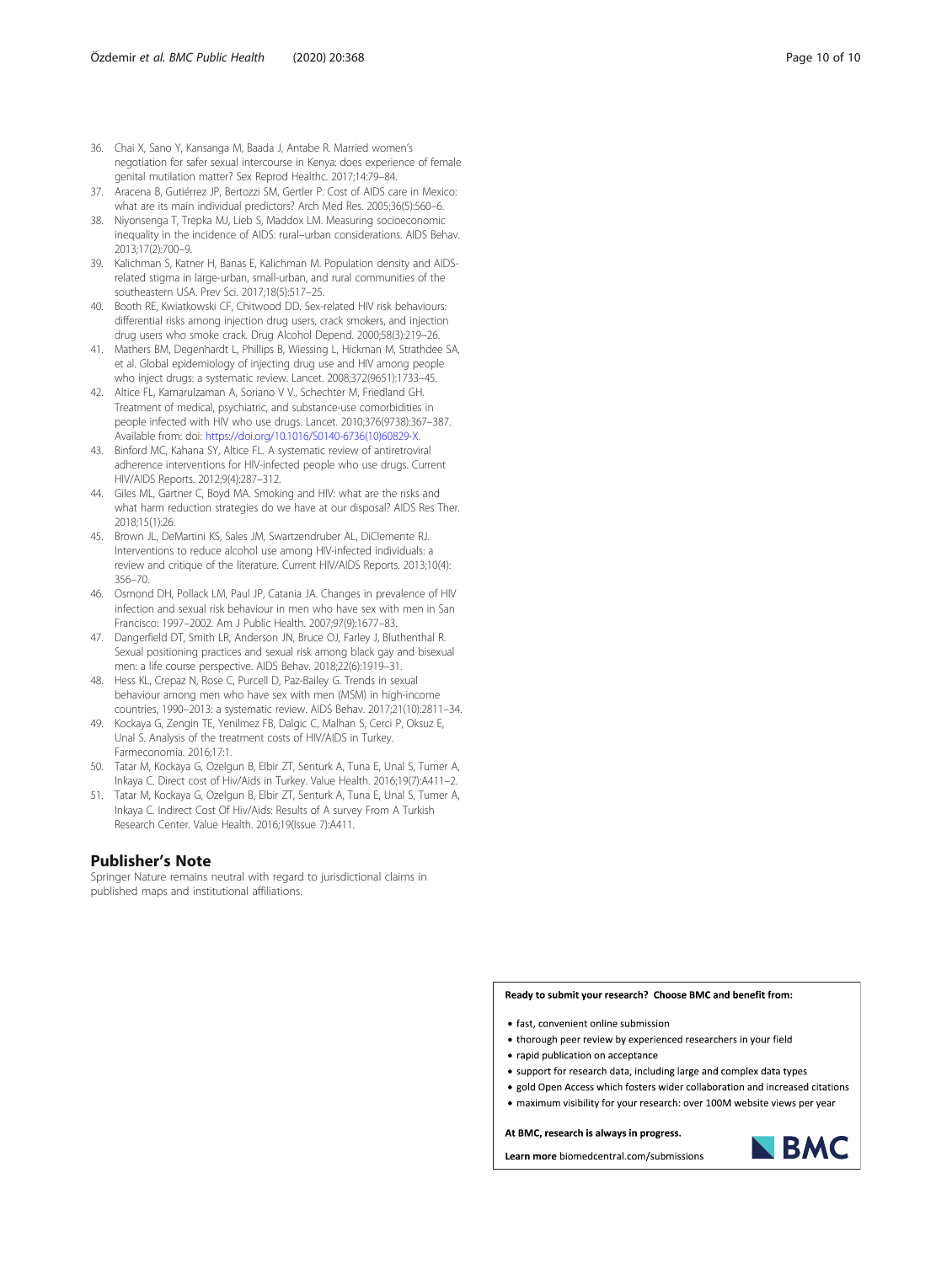36. Chai X, Sano Y, Kansanga M, Baada J, Antabe R. Married women's negotiation for safer sexual intercourse in Kenya: does experience of female genital mutilation matter? Sex Reprod Healthc. 2017;14:79–84.
37. Aracena B, Gutiérrez JP, Bertozzi SM, Gertler P. Cost of AIDS care in Mexico: what are its main individual predictors? Arch Med Res. 2005;36(5):560–6.
38. Niyonsenga T, Trepka MJ, Lieb S, Maddox LM. Measuring socioeconomic inequality in the incidence of AIDS: rural–urban considerations. AIDS Behav. 2013;17(2):700–9.
39. Kalichman S, Katner H, Banas E, Kalichman M. Population density and AIDS-related stigma in large-urban, small-urban, and rural communities of the southeastern USA. Prev Sci. 2017;18(5):517–25.
40. Booth RE, Kwiatkowski CF, Chitwood DD. Sex-related HIV risk behaviours: differential risks among injection drug users, crack smokers, and injection drug users who smoke crack. Drug Alcohol Depend. 2000;58(3):219–26.
41. Mathers BM, Degenhardt L, Phillips B, Wiessing L, Hickman M, Strathdee SA, et al. Global epidemiology of injecting drug use and HIV among people who inject drugs: a systematic review. Lancet. 2008;372(9651):1733–45.
42. Altice FL, Kamarulzaman A, Soriano V V., Schechter M, Friedland GH. Treatment of medical, psychiatric, and substance-use comorbidities in people infected with HIV who use drugs. Lancet. 2010;376(9738):367–387. Available from: doi: https://doi.org/10.1016/S0140-6736(10)60829-X.
43. Binford MC, Kahana SY, Altice FL. A systematic review of antiretroviral adherence interventions for HIV-infected people who use drugs. Current HIV/AIDS Reports. 2012;9(4):287–312.
44. Giles ML, Gartner C, Boyd MA. Smoking and HIV: what are the risks and what harm reduction strategies do we have at our disposal? AIDS Res Ther. 2018;15(1):26.
45. Brown JL, DeMartini KS, Sales JM, Swartzendruber AL, DiClemente RJ. Interventions to reduce alcohol use among HIV-infected individuals: a review and critique of the literature. Current HIV/AIDS Reports. 2013;10(4): 356–70.
46. Osmond DH, Pollack LM, Paul JP, Catania JA. Changes in prevalence of HIV infection and sexual risk behaviour in men who have sex with men in San Francisco: 1997–2002. Am J Public Health. 2007;97(9):1677–83.
47. Dangerfield DT, Smith LR, Anderson JN, Bruce OJ, Farley J, Bluthenthal R. Sexual positioning practices and sexual risk among black gay and bisexual men: a life course perspective. AIDS Behav. 2018;22(6):1919–31.
48. Hess KL, Crepaz N, Rose C, Purcell D, Paz-Bailey G. Trends in sexual behaviour among men who have sex with men (MSM) in high-income countries, 1990–2013: a systematic review. AIDS Behav. 2017;21(10):2811–34.
49. Kockaya G, Zengin TE, Yenilmez FB, Dalgic C, Malhan S, Cerci P, Oksuz E, Unal S. Analysis of the treatment costs of HIV/AIDS in Turkey. Farmeconomia. 2016;17:1.
50. Tatar M, Kockaya G, Ozelgun B, Elbir ZT, Senturk A, Tuna E, Unal S, Tumer A, Inkaya C. Direct cost of Hiv/Aids in Turkey. Value Health. 2016;19(7):A411–2.
51. Tatar M, Kockaya G, Ozelgun B, Elbir ZT, Senturk A, Tuna E, Unal S, Tumer A, Inkaya C. Indirect Cost Of Hiv/Aids: Results of A survey From A Turkish Research Center. Value Health. 2016;19(Issue 7):A411.

## Publisher's Note

Springer Nature remains neutral with regard to jurisdictional claims in published maps and institutional affiliations.

**Ready to submit your research? Choose BMC and benefit from:**

- fast, convenient online submission
- thorough peer review by experienced researchers in your field
- rapid publication on acceptance
- support for research data, including large and complex data types
- gold Open Access which fosters wider collaboration and increased citations
- maximum visibility for your research: over 100M website views per year

**At BMC, research is always in progress.**

**Learn more** biomedcentral.com/submissions

BMC